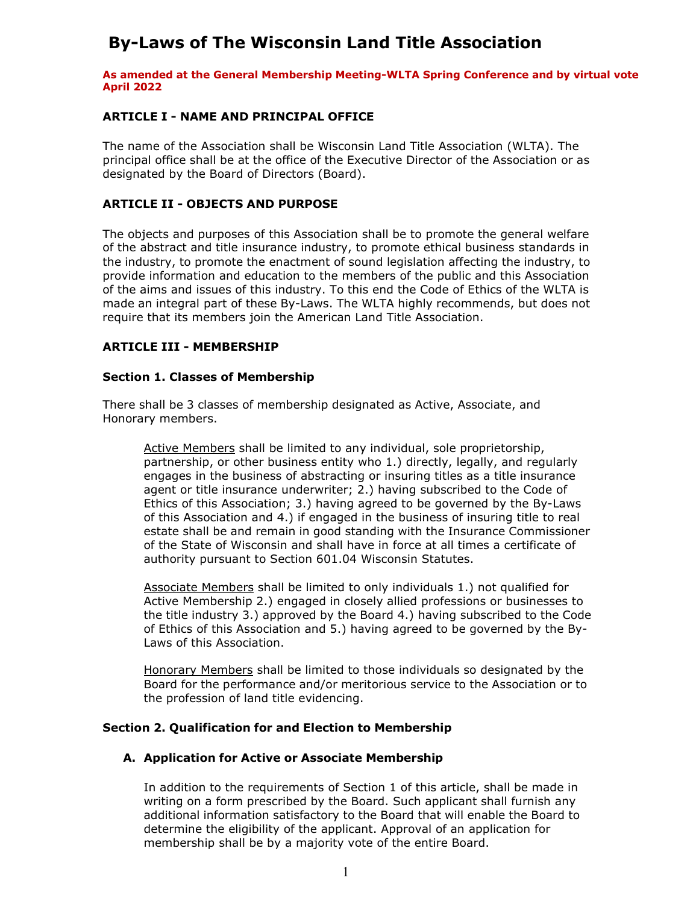# By-Laws of The Wisconsin Land Title Association

**As amended at the General Membership Meeting-WLTA Spring Conference and by virtual vote April 2022**

### ARTICLE I - NAME AND PRINCIPAL OFFICE

The name of the Association shall be Wisconsin Land Title Association (WLTA). The principal office shall be at the office of the Executive Director of the Association or as designated by the Board of Directors (Board).

### ARTICLE II - OBJECTS AND PURPOSE

The objects and purposes of this Association shall be to promote the general welfare of the abstract and title insurance industry, to promote ethical business standards in the industry, to promote the enactment of sound legislation affecting the industry, to provide information and education to the members of the public and this Association of the aims and issues of this industry. To this end the Code of Ethics of the WLTA is made an integral part of these By-Laws. The WLTA highly recommends, but does not require that its members join the American Land Title Association.

### ARTICLE III - MEMBERSHIP

#### Section 1. Classes of Membership

There shall be 3 classes of membership designated as Active, Associate, and Honorary members.

Active Members shall be limited to any individual, sole proprietorship, partnership, or other business entity who 1.) directly, legally, and regularly engages in the business of abstracting or insuring titles as a title insurance agent or title insurance underwriter; 2.) having subscribed to the Code of Ethics of this Association; 3.) having agreed to be governed by the By-Laws of this Association and 4.) if engaged in the business of insuring title to real estate shall be and remain in good standing with the Insurance Commissioner of the State of Wisconsin and shall have in force at all times a certificate of authority pursuant to Section 601.04 Wisconsin Statutes.

Associate Members shall be limited to only individuals 1.) not qualified for Active Membership 2.) engaged in closely allied professions or businesses to the title industry 3.) approved by the Board 4.) having subscribed to the Code of Ethics of this Association and 5.) having agreed to be governed by the By-Laws of this Association.

Honorary Members shall be limited to those individuals so designated by the Board for the performance and/or meritorious service to the Association or to the profession of land title evidencing.

#### Section 2. Qualification for and Election to Membership

**A. Application for Active or Associate Membership**

In addition to the requirements of Section 1 of this article, shall be made in writing on a form prescribed by the Board. Such applicant shall furnish any additional information satisfactory to the Board that will enable the Board to determine the eligibility of the applicant. Approval of an application for membership shall be by a majority vote of the entire Board.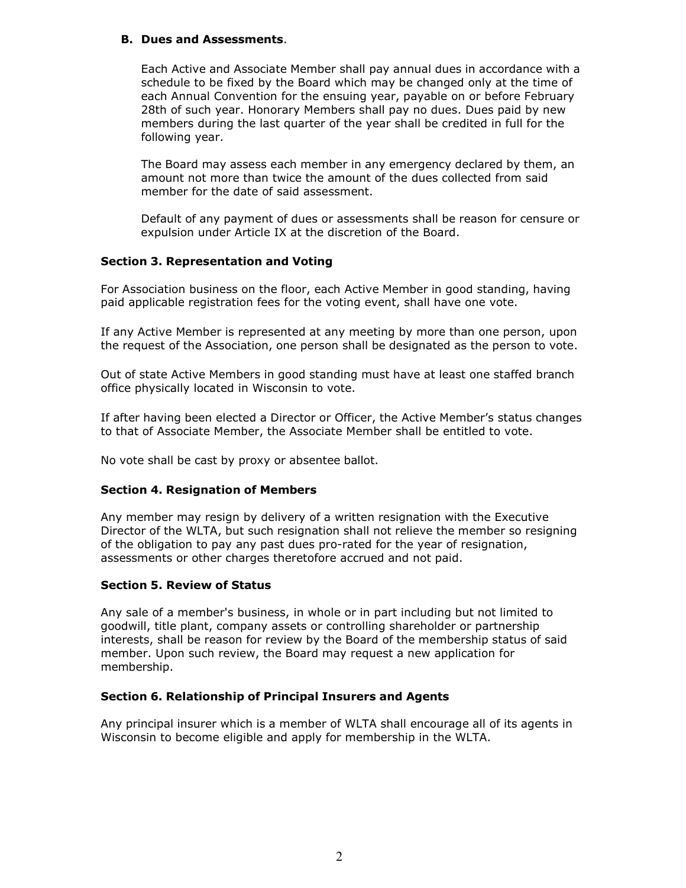**B. Dues and Assessments**.

Each Active and Associate Member shall pay annual dues in accordance with a schedule to be fixed by the Board which may be changed only at the time of each Annual Convention for the ensuing year, payable on or before February 28th of such year. Honorary Members shall pay no dues. Dues paid by new members during the last quarter of the year shall be credited in full for the following year.

The Board may assess each member in any emergency declared by them, an amount not more than twice the amount of the dues collected from said member for the date of said assessment.

Default of any payment of dues or assessments shall be reason for censure or expulsion under Article IX at the discretion of the Board.

### Section 3. Representation and Voting

For Association business on the floor, each Active Member in good standing, having paid applicable registration fees for the voting event, shall have one vote.

If any Active Member is represented at any meeting by more than one person, upon the request of the Association, one person shall be designated as the person to vote.

Out of state Active Members in good standing must have at least one staffed branch office physically located in Wisconsin to vote.

If after having been elected a Director or Officer, the Active Member's status changes to that of Associate Member, the Associate Member shall be entitled to vote.

No vote shall be cast by proxy or absentee ballot.

### Section 4. Resignation of Members

Any member may resign by delivery of a written resignation with the Executive Director of the WLTA, but such resignation shall not relieve the member so resigning of the obligation to pay any past dues pro-rated for the year of resignation, assessments or other charges theretofore accrued and not paid.

### Section 5. Review of Status

Any sale of a member's business, in whole or in part including but not limited to goodwill, title plant, company assets or controlling shareholder or partnership interests, shall be reason for review by the Board of the membership status of said member. Upon such review, the Board may request a new application for membership.

### Section 6. Relationship of Principal Insurers and Agents

Any principal insurer which is a member of WLTA shall encourage all of its agents in Wisconsin to become eligible and apply for membership in the WLTA.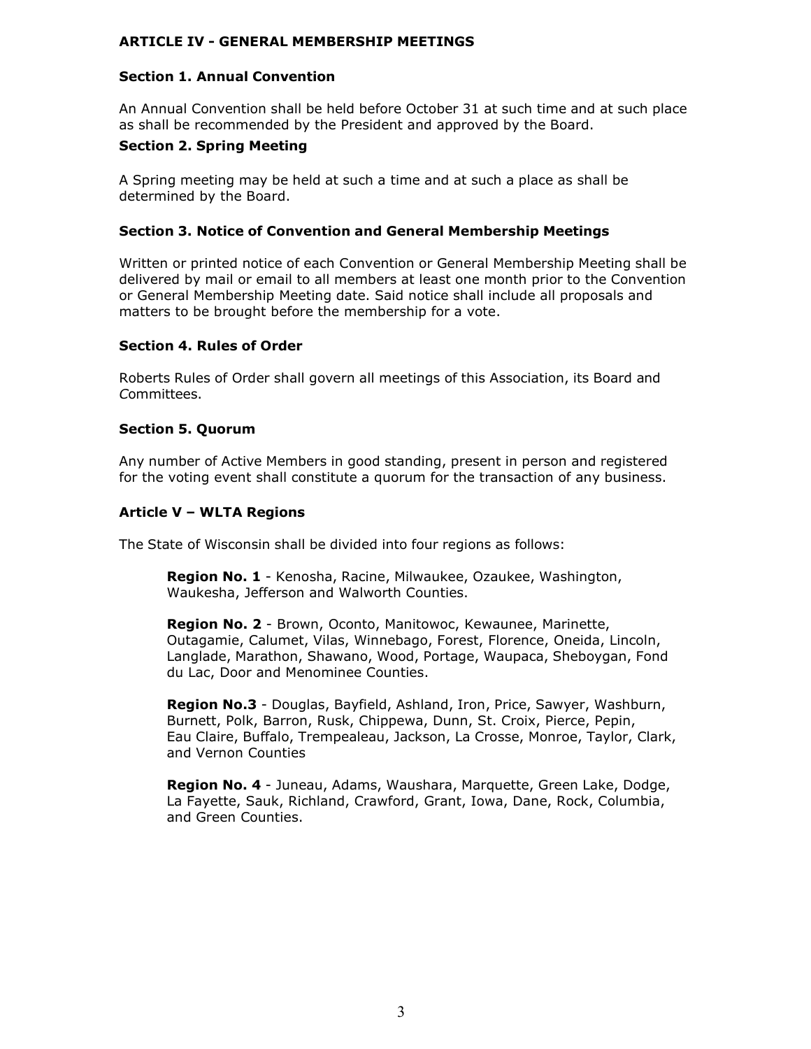## ARTICLE IV - GENERAL MEMBERSHIP MEETINGS

### Section 1. Annual Convention

An Annual Convention shall be held before October 31 at such time and at such place as shall be recommended by the President and approved by the Board.

### Section 2. Spring Meeting

A Spring meeting may be held at such a time and at such a place as shall be determined by the Board.

### Section 3. Notice of Convention and General Membership Meetings

Written or printed notice of each Convention or General Membership Meeting shall be delivered by mail or email to all members at least one month prior to the Convention or General Membership Meeting date. Said notice shall include all proposals and matters to be brought before the membership for a vote.

### Section 4. Rules of Order

Roberts Rules of Order shall govern all meetings of this Association, its Board and Committees.

### Section 5. Quorum

Any number of Active Members in good standing, present in person and registered for the voting event shall constitute a quorum for the transaction of any business.

## Article V – WLTA Regions

The State of Wisconsin shall be divided into four regions as follows:

**Region No. 1** - Kenosha, Racine, Milwaukee, Ozaukee, Washington, Waukesha, Jefferson and Walworth Counties.

**Region No. 2** - Brown, Oconto, Manitowoc, Kewaunee, Marinette, Outagamie, Calumet, Vilas, Winnebago, Forest, Florence, Oneida, Lincoln, Langlade, Marathon, Shawano, Wood, Portage, Waupaca, Sheboygan, Fond du Lac, Door and Menominee Counties.

**Region No.3** - Douglas, Bayfield, Ashland, Iron, Price, Sawyer, Washburn, Burnett, Polk, Barron, Rusk, Chippewa, Dunn, St. Croix, Pierce, Pepin, Eau Claire, Buffalo, Trempealeau, Jackson, La Crosse, Monroe, Taylor, Clark, and Vernon Counties

**Region No. 4** - Juneau, Adams, Waushara, Marquette, Green Lake, Dodge, La Fayette, Sauk, Richland, Crawford, Grant, Iowa, Dane, Rock, Columbia, and Green Counties.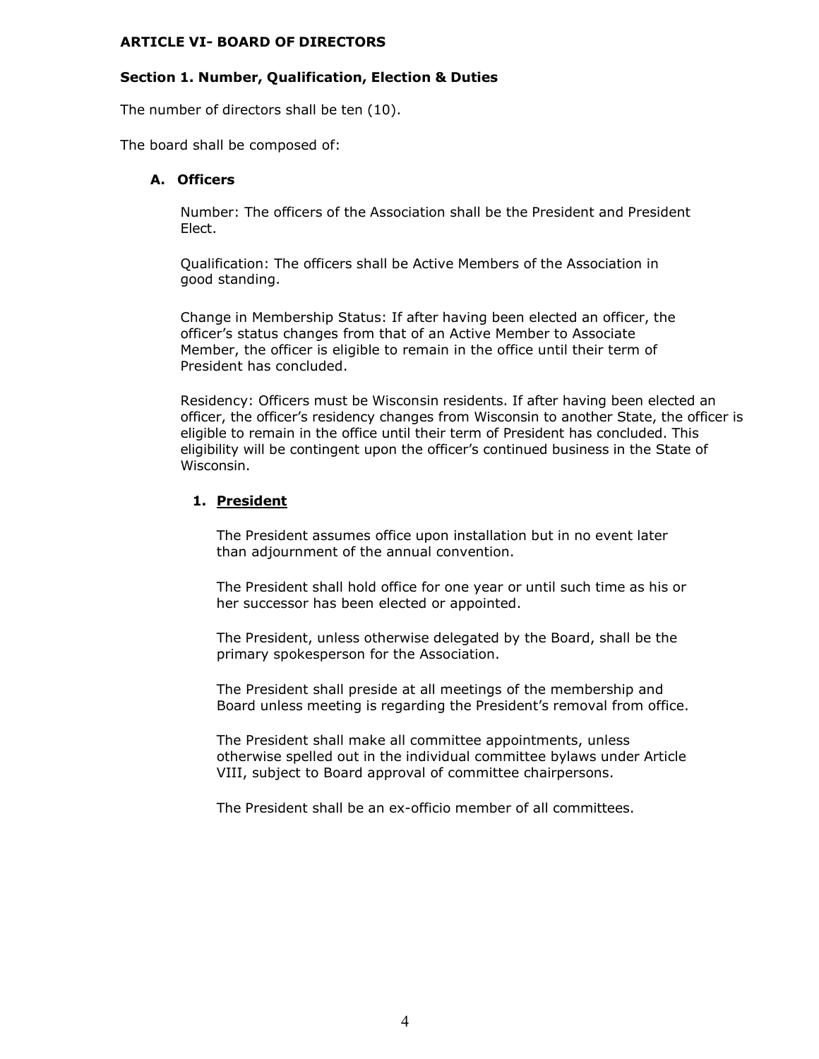## ARTICLE VI- BOARD OF DIRECTORS

### Section 1. Number, Qualification, Election & Duties

The number of directors shall be ten (10).

The board shall be composed of:

#### A. Officers

Number: The officers of the Association shall be the President and President Elect.

Qualification: The officers shall be Active Members of the Association in good standing.

Change in Membership Status: If after having been elected an officer, the officer's status changes from that of an Active Member to Associate Member, the officer is eligible to remain in the office until their term of President has concluded.

Residency: Officers must be Wisconsin residents. If after having been elected an officer, the officer's residency changes from Wisconsin to another State, the officer is eligible to remain in the office until their term of President has concluded. This eligibility will be contingent upon the officer's continued business in the State of Wisconsin.

1. **<u>President</u>**

   The President assumes office upon installation but in no event later than adjournment of the annual convention.

   The President shall hold office for one year or until such time as his or her successor has been elected or appointed.

   The President, unless otherwise delegated by the Board, shall be the primary spokesperson for the Association.

   The President shall preside at all meetings of the membership and Board unless meeting is regarding the President's removal from office.

   The President shall make all committee appointments, unless otherwise spelled out in the individual committee bylaws under Article VIII, subject to Board approval of committee chairpersons.

   The President shall be an ex-officio member of all committees.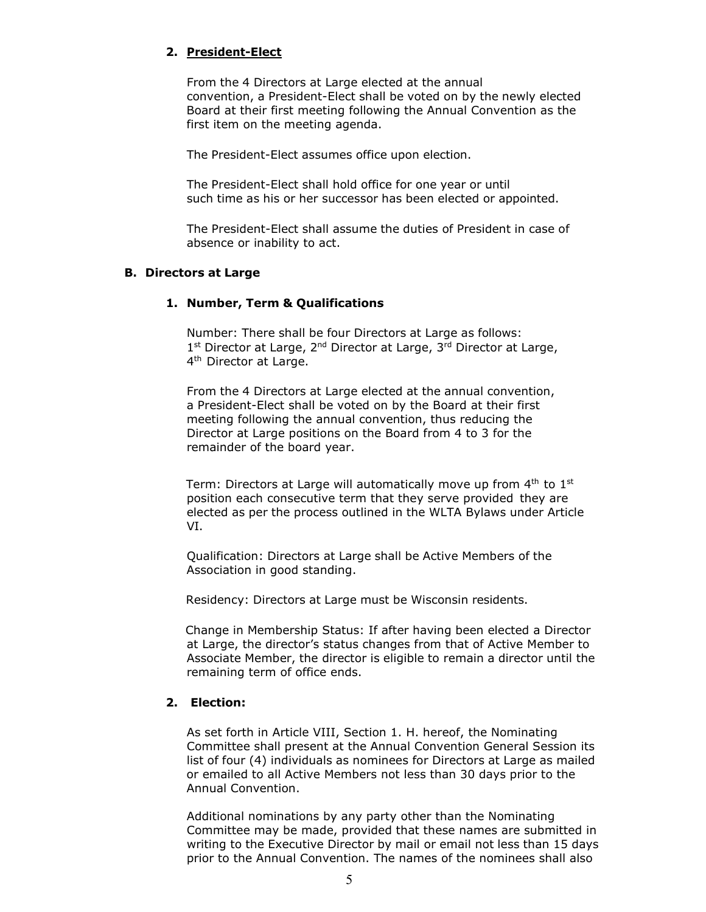### 2. President-Elect

From the 4 Directors at Large elected at the annual convention, a President-Elect shall be voted on by the newly elected Board at their first meeting following the Annual Convention as the first item on the meeting agenda.

The President-Elect assumes office upon election.

The President-Elect shall hold office for one year or until such time as his or her successor has been elected or appointed.

The President-Elect shall assume the duties of President in case of absence or inability to act.

## B. Directors at Large

### 1. Number, Term & Qualifications

Number: There shall be four Directors at Large as follows: 1st Director at Large, 2nd Director at Large, 3rd Director at Large, 4th Director at Large.

From the 4 Directors at Large elected at the annual convention, a President-Elect shall be voted on by the Board at their first meeting following the annual convention, thus reducing the Director at Large positions on the Board from 4 to 3 for the remainder of the board year.

Term: Directors at Large will automatically move up from 4th to 1st position each consecutive term that they serve provided they are elected as per the process outlined in the WLTA Bylaws under Article VI.

Qualification: Directors at Large shall be Active Members of the Association in good standing.

Residency: Directors at Large must be Wisconsin residents.

Change in Membership Status: If after having been elected a Director at Large, the director's status changes from that of Active Member to Associate Member, the director is eligible to remain a director until the remaining term of office ends.

### 2. Election:

As set forth in Article VIII, Section 1. H. hereof, the Nominating Committee shall present at the Annual Convention General Session its list of four (4) individuals as nominees for Directors at Large as mailed or emailed to all Active Members not less than 30 days prior to the Annual Convention.

Additional nominations by any party other than the Nominating Committee may be made, provided that these names are submitted in writing to the Executive Director by mail or email not less than 15 days prior to the Annual Convention. The names of the nominees shall also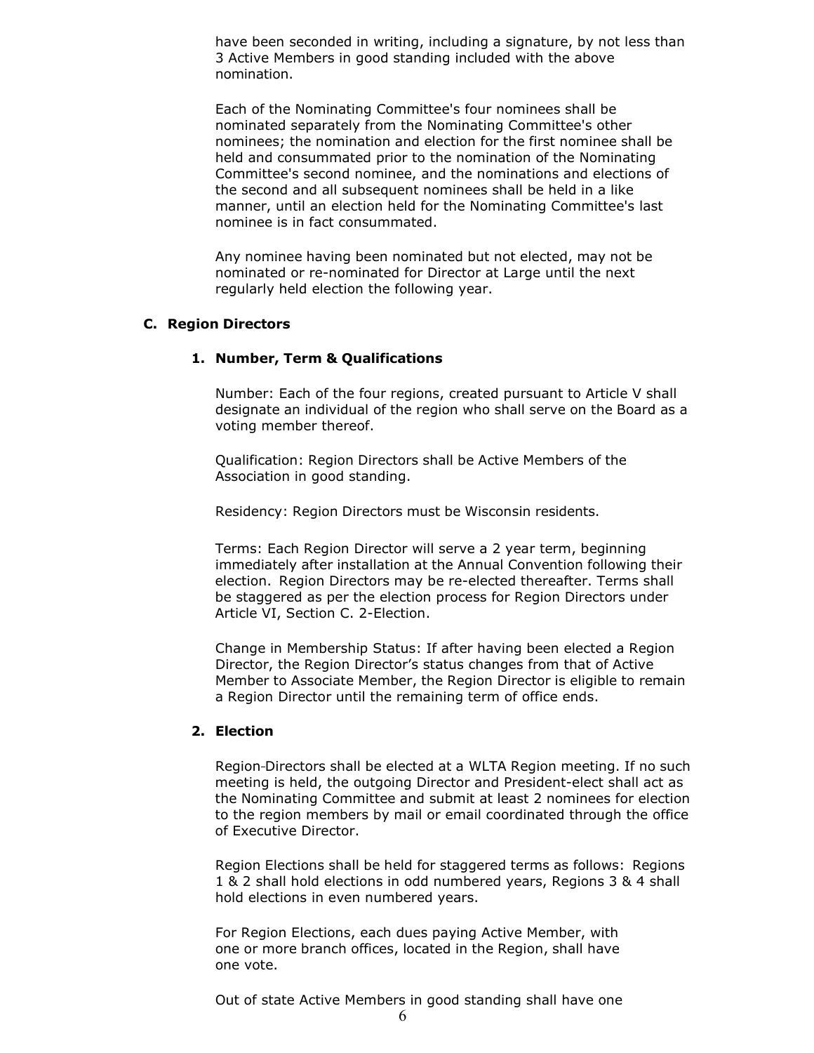have been seconded in writing, including a signature, by not less than 3 Active Members in good standing included with the above nomination.

Each of the Nominating Committee's four nominees shall be nominated separately from the Nominating Committee's other nominees; the nomination and election for the first nominee shall be held and consummated prior to the nomination of the Nominating Committee's second nominee, and the nominations and elections of the second and all subsequent nominees shall be held in a like manner, until an election held for the Nominating Committee's last nominee is in fact consummated.

Any nominee having been nominated but not elected, may not be nominated or re-nominated for Director at Large until the next regularly held election the following year.

### C. Region Directors

#### 1. Number, Term & Qualifications

Number: Each of the four regions, created pursuant to Article V shall designate an individual of the region who shall serve on the Board as a voting member thereof.

Qualification: Region Directors shall be Active Members of the Association in good standing.

Residency: Region Directors must be Wisconsin residents.

Terms: Each Region Director will serve a 2 year term, beginning immediately after installation at the Annual Convention following their election. Region Directors may be re-elected thereafter. Terms shall be staggered as per the election process for Region Directors under Article VI, Section C. 2-Election.

Change in Membership Status: If after having been elected a Region Director, the Region Director's status changes from that of Active Member to Associate Member, the Region Director is eligible to remain a Region Director until the remaining term of office ends.

#### 2. Election

Region Directors shall be elected at a WLTA Region meeting. If no such meeting is held, the outgoing Director and President-elect shall act as the Nominating Committee and submit at least 2 nominees for election to the region members by mail or email coordinated through the office of Executive Director.

Region Elections shall be held for staggered terms as follows: Regions 1 & 2 shall hold elections in odd numbered years, Regions 3 & 4 shall hold elections in even numbered years.

For Region Elections, each dues paying Active Member, with one or more branch offices, located in the Region, shall have one vote.

Out of state Active Members in good standing shall have one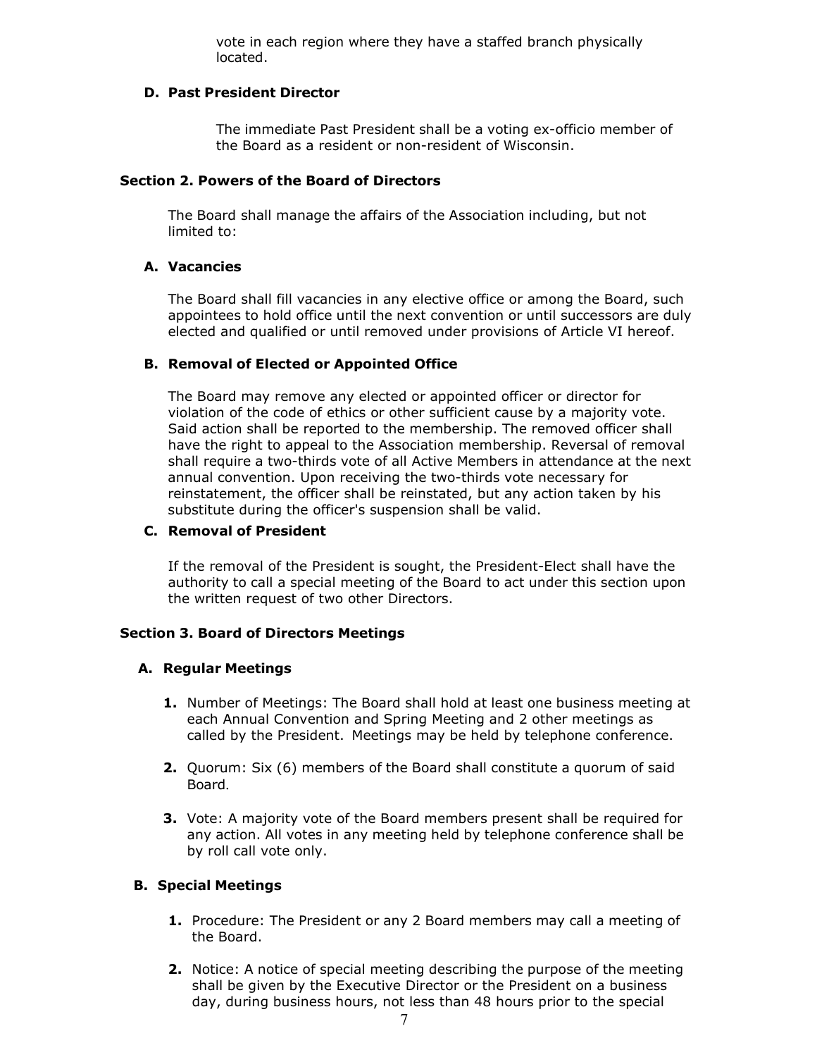vote in each region where they have a staffed branch physically located.

### D. Past President Director

The immediate Past President shall be a voting ex-officio member of the Board as a resident or non-resident of Wisconsin.

## Section 2. Powers of the Board of Directors

The Board shall manage the affairs of the Association including, but not limited to:

### A. Vacancies

The Board shall fill vacancies in any elective office or among the Board, such appointees to hold office until the next convention or until successors are duly elected and qualified or until removed under provisions of Article VI hereof.

### B. Removal of Elected or Appointed Office

The Board may remove any elected or appointed officer or director for violation of the code of ethics or other sufficient cause by a majority vote. Said action shall be reported to the membership. The removed officer shall have the right to appeal to the Association membership. Reversal of removal shall require a two-thirds vote of all Active Members in attendance at the next annual convention. Upon receiving the two-thirds vote necessary for reinstatement, the officer shall be reinstated, but any action taken by his substitute during the officer's suspension shall be valid.

### C. Removal of President

If the removal of the President is sought, the President-Elect shall have the authority to call a special meeting of the Board to act under this section upon the written request of two other Directors.

## Section 3. Board of Directors Meetings

### A. Regular Meetings

1. Number of Meetings: The Board shall hold at least one business meeting at each Annual Convention and Spring Meeting and 2 other meetings as called by the President. Meetings may be held by telephone conference.

2. Quorum: Six (6) members of the Board shall constitute a quorum of said Board.

3. Vote: A majority vote of the Board members present shall be required for any action. All votes in any meeting held by telephone conference shall be by roll call vote only.

### B. Special Meetings

1. Procedure: The President or any 2 Board members may call a meeting of the Board.

2. Notice: A notice of special meeting describing the purpose of the meeting shall be given by the Executive Director or the President on a business day, during business hours, not less than 48 hours prior to the special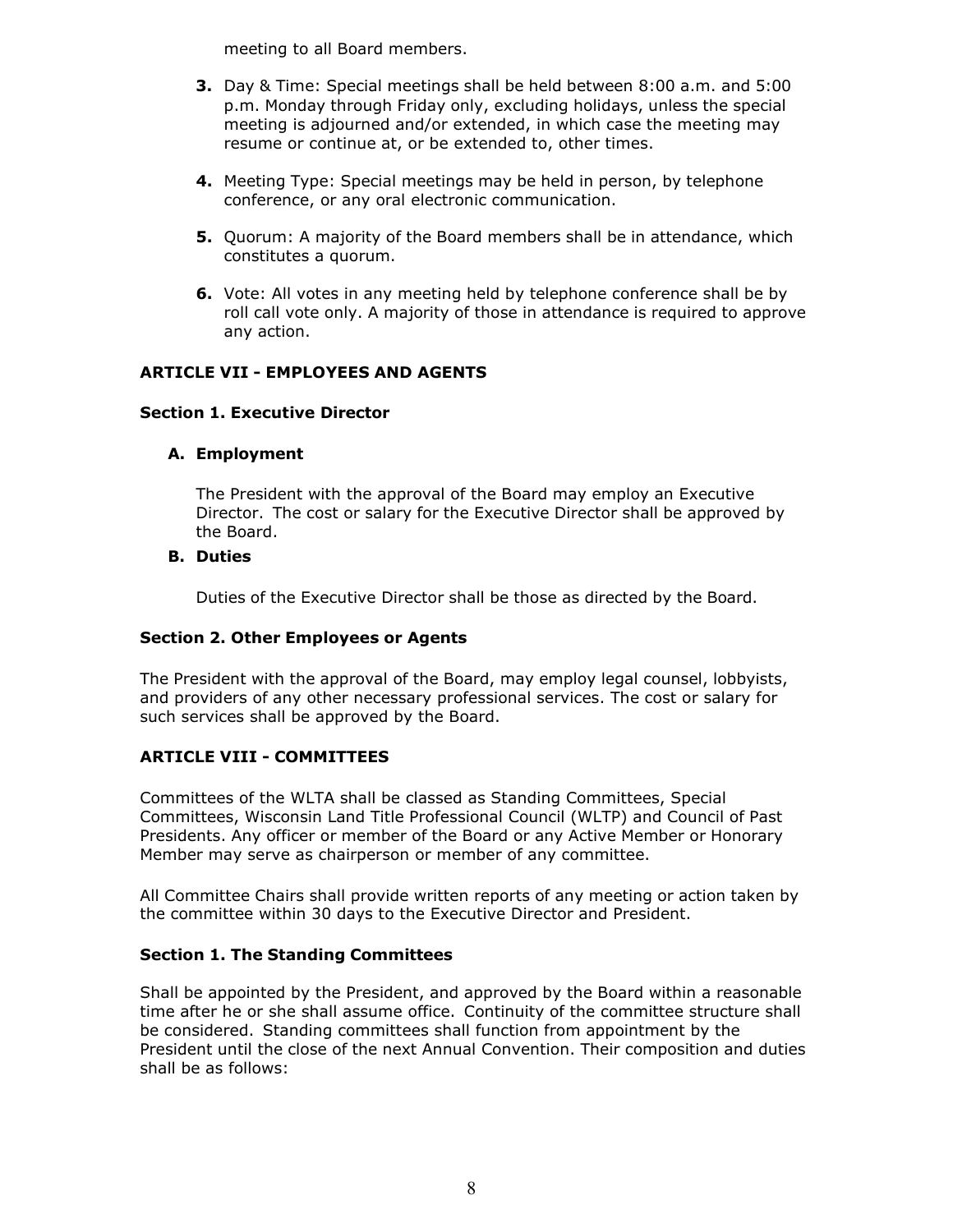meeting to all Board members.

3. Day & Time: Special meetings shall be held between 8:00 a.m. and 5:00 p.m. Monday through Friday only, excluding holidays, unless the special meeting is adjourned and/or extended, in which case the meeting may resume or continue at, or be extended to, other times.

4. Meeting Type: Special meetings may be held in person, by telephone conference, or any oral electronic communication.

5. Quorum: A majority of the Board members shall be in attendance, which constitutes a quorum.

6. Vote: All votes in any meeting held by telephone conference shall be by roll call vote only. A majority of those in attendance is required to approve any action.

## ARTICLE VII - EMPLOYEES AND AGENTS

### Section 1. Executive Director

#### A. Employment

The President with the approval of the Board may employ an Executive Director. The cost or salary for the Executive Director shall be approved by the Board.

#### B. Duties

Duties of the Executive Director shall be those as directed by the Board.

### Section 2. Other Employees or Agents

The President with the approval of the Board, may employ legal counsel, lobbyists, and providers of any other necessary professional services. The cost or salary for such services shall be approved by the Board.

## ARTICLE VIII - COMMITTEES

Committees of the WLTA shall be classed as Standing Committees, Special Committees, Wisconsin Land Title Professional Council (WLTP) and Council of Past Presidents. Any officer or member of the Board or any Active Member or Honorary Member may serve as chairperson or member of any committee.

All Committee Chairs shall provide written reports of any meeting or action taken by the committee within 30 days to the Executive Director and President.

### Section 1. The Standing Committees

Shall be appointed by the President, and approved by the Board within a reasonable time after he or she shall assume office. Continuity of the committee structure shall be considered. Standing committees shall function from appointment by the President until the close of the next Annual Convention. Their composition and duties shall be as follows: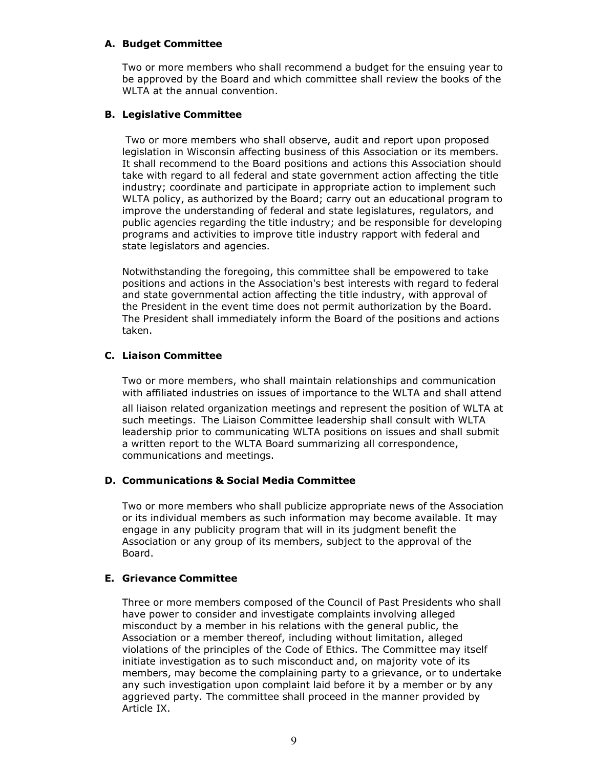**A. Budget Committee**

Two or more members who shall recommend a budget for the ensuing year to be approved by the Board and which committee shall review the books of the WLTA at the annual convention.

**B. Legislative Committee**

Two or more members who shall observe, audit and report upon proposed legislation in Wisconsin affecting business of this Association or its members. It shall recommend to the Board positions and actions this Association should take with regard to all federal and state government action affecting the title industry; coordinate and participate in appropriate action to implement such WLTA policy, as authorized by the Board; carry out an educational program to improve the understanding of federal and state legislatures, regulators, and public agencies regarding the title industry; and be responsible for developing programs and activities to improve title industry rapport with federal and state legislators and agencies.

Notwithstanding the foregoing, this committee shall be empowered to take positions and actions in the Association's best interests with regard to federal and state governmental action affecting the title industry, with approval of the President in the event time does not permit authorization by the Board. The President shall immediately inform the Board of the positions and actions taken.

**C. Liaison Committee**

Two or more members, who shall maintain relationships and communication with affiliated industries on issues of importance to the WLTA and shall attend all liaison related organization meetings and represent the position of WLTA at such meetings. The Liaison Committee leadership shall consult with WLTA leadership prior to communicating WLTA positions on issues and shall submit a written report to the WLTA Board summarizing all correspondence, communications and meetings.

**D. Communications & Social Media Committee**

Two or more members who shall publicize appropriate news of the Association or its individual members as such information may become available. It may engage in any publicity program that will in its judgment benefit the Association or any group of its members, subject to the approval of the Board.

**E. Grievance Committee**

Three or more members composed of the Council of Past Presidents who shall have power to consider and investigate complaints involving alleged misconduct by a member in his relations with the general public, the Association or a member thereof, including without limitation, alleged violations of the principles of the Code of Ethics. The Committee may itself initiate investigation as to such misconduct and, on majority vote of its members, may become the complaining party to a grievance, or to undertake any such investigation upon complaint laid before it by a member or by any aggrieved party. The committee shall proceed in the manner provided by Article IX.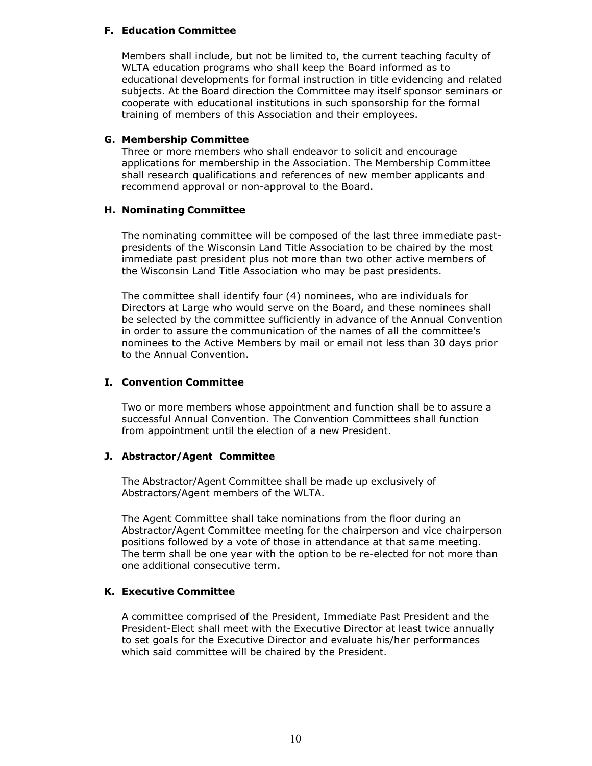### F. Education Committee

Members shall include, but not be limited to, the current teaching faculty of WLTA education programs who shall keep the Board informed as to educational developments for formal instruction in title evidencing and related subjects. At the Board direction the Committee may itself sponsor seminars or cooperate with educational institutions in such sponsorship for the formal training of members of this Association and their employees.

### G. Membership Committee

Three or more members who shall endeavor to solicit and encourage applications for membership in the Association. The Membership Committee shall research qualifications and references of new member applicants and recommend approval or non-approval to the Board.

### H. Nominating Committee

The nominating committee will be composed of the last three immediate past-presidents of the Wisconsin Land Title Association to be chaired by the most immediate past president plus not more than two other active members of the Wisconsin Land Title Association who may be past presidents.

The committee shall identify four (4) nominees, who are individuals for Directors at Large who would serve on the Board, and these nominees shall be selected by the committee sufficiently in advance of the Annual Convention in order to assure the communication of the names of all the committee's nominees to the Active Members by mail or email not less than 30 days prior to the Annual Convention.

### I. Convention Committee

Two or more members whose appointment and function shall be to assure a successful Annual Convention. The Convention Committees shall function from appointment until the election of a new President.

### J. Abstractor/Agent Committee

The Abstractor/Agent Committee shall be made up exclusively of Abstractors/Agent members of the WLTA.

The Agent Committee shall take nominations from the floor during an Abstractor/Agent Committee meeting for the chairperson and vice chairperson positions followed by a vote of those in attendance at that same meeting. The term shall be one year with the option to be re-elected for not more than one additional consecutive term.

### K. Executive Committee

A committee comprised of the President, Immediate Past President and the President-Elect shall meet with the Executive Director at least twice annually to set goals for the Executive Director and evaluate his/her performances which said committee will be chaired by the President.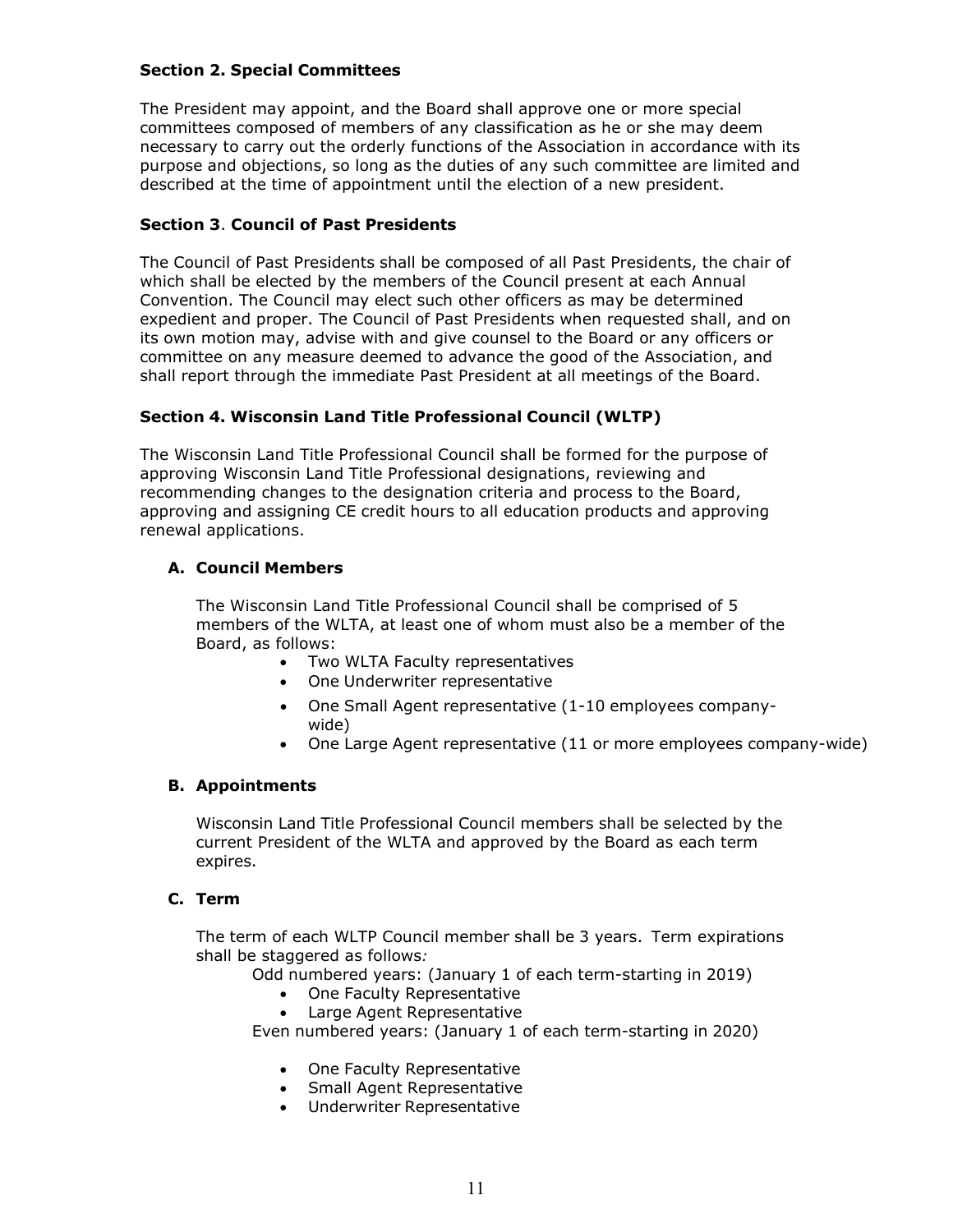**Section 2. Special Committees**

The President may appoint, and the Board shall approve one or more special committees composed of members of any classification as he or she may deem necessary to carry out the orderly functions of the Association in accordance with its purpose and objections, so long as the duties of any such committee are limited and described at the time of appointment until the election of a new president.

**Section 3**. **Council of Past Presidents**

The Council of Past Presidents shall be composed of all Past Presidents, the chair of which shall be elected by the members of the Council present at each Annual Convention. The Council may elect such other officers as may be determined expedient and proper. The Council of Past Presidents when requested shall, and on its own motion may, advise with and give counsel to the Board or any officers or committee on any measure deemed to advance the good of the Association, and shall report through the immediate Past President at all meetings of the Board.

**Section 4. Wisconsin Land Title Professional Council (WLTP)**

The Wisconsin Land Title Professional Council shall be formed for the purpose of approving Wisconsin Land Title Professional designations, reviewing and recommending changes to the designation criteria and process to the Board, approving and assigning CE credit hours to all education products and approving renewal applications.

**A. Council Members**

The Wisconsin Land Title Professional Council shall be comprised of 5 members of the WLTA, at least one of whom must also be a member of the Board, as follows:

- Two WLTA Faculty representatives
- One Underwriter representative
- One Small Agent representative (1-10 employees company-wide)
- One Large Agent representative (11 or more employees company-wide)

**B. Appointments**

Wisconsin Land Title Professional Council members shall be selected by the current President of the WLTA and approved by the Board as each term expires.

**C. Term**

The term of each WLTP Council member shall be 3 years. Term expirations shall be staggered as follows*:*

Odd numbered years: (January 1 of each term-starting in 2019)

- One Faculty Representative
- Large Agent Representative

Even numbered years: (January 1 of each term-starting in 2020)

- One Faculty Representative
- Small Agent Representative
- Underwriter Representative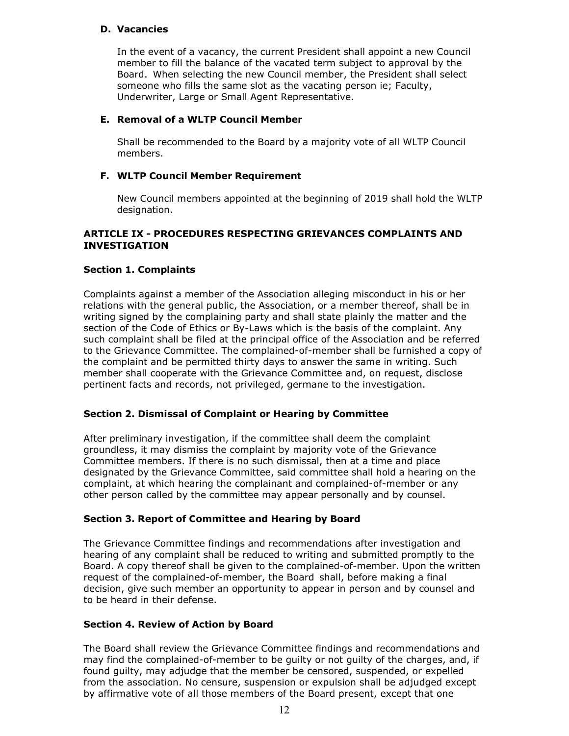### D. Vacancies

In the event of a vacancy, the current President shall appoint a new Council member to fill the balance of the vacated term subject to approval by the Board. When selecting the new Council member, the President shall select someone who fills the same slot as the vacating person ie; Faculty, Underwriter, Large or Small Agent Representative.

### E. Removal of a WLTP Council Member

Shall be recommended to the Board by a majority vote of all WLTP Council members.

### F. WLTP Council Member Requirement

New Council members appointed at the beginning of 2019 shall hold the WLTP designation.

## ARTICLE IX - PROCEDURES RESPECTING GRIEVANCES COMPLAINTS AND INVESTIGATION

### Section 1. Complaints

Complaints against a member of the Association alleging misconduct in his or her relations with the general public, the Association, or a member thereof, shall be in writing signed by the complaining party and shall state plainly the matter and the section of the Code of Ethics or By-Laws which is the basis of the complaint. Any such complaint shall be filed at the principal office of the Association and be referred to the Grievance Committee. The complained-of-member shall be furnished a copy of the complaint and be permitted thirty days to answer the same in writing. Such member shall cooperate with the Grievance Committee and, on request, disclose pertinent facts and records, not privileged, germane to the investigation.

### Section 2. Dismissal of Complaint or Hearing by Committee

After preliminary investigation, if the committee shall deem the complaint groundless, it may dismiss the complaint by majority vote of the Grievance Committee members. If there is no such dismissal, then at a time and place designated by the Grievance Committee, said committee shall hold a hearing on the complaint, at which hearing the complainant and complained-of-member or any other person called by the committee may appear personally and by counsel.

### Section 3. Report of Committee and Hearing by Board

The Grievance Committee findings and recommendations after investigation and hearing of any complaint shall be reduced to writing and submitted promptly to the Board. A copy thereof shall be given to the complained-of-member. Upon the written request of the complained-of-member, the Board shall, before making a final decision, give such member an opportunity to appear in person and by counsel and to be heard in their defense.

### Section 4. Review of Action by Board

The Board shall review the Grievance Committee findings and recommendations and may find the complained-of-member to be guilty or not guilty of the charges, and, if found guilty, may adjudge that the member be censored, suspended, or expelled from the association. No censure, suspension or expulsion shall be adjudged except by affirmative vote of all those members of the Board present, except that one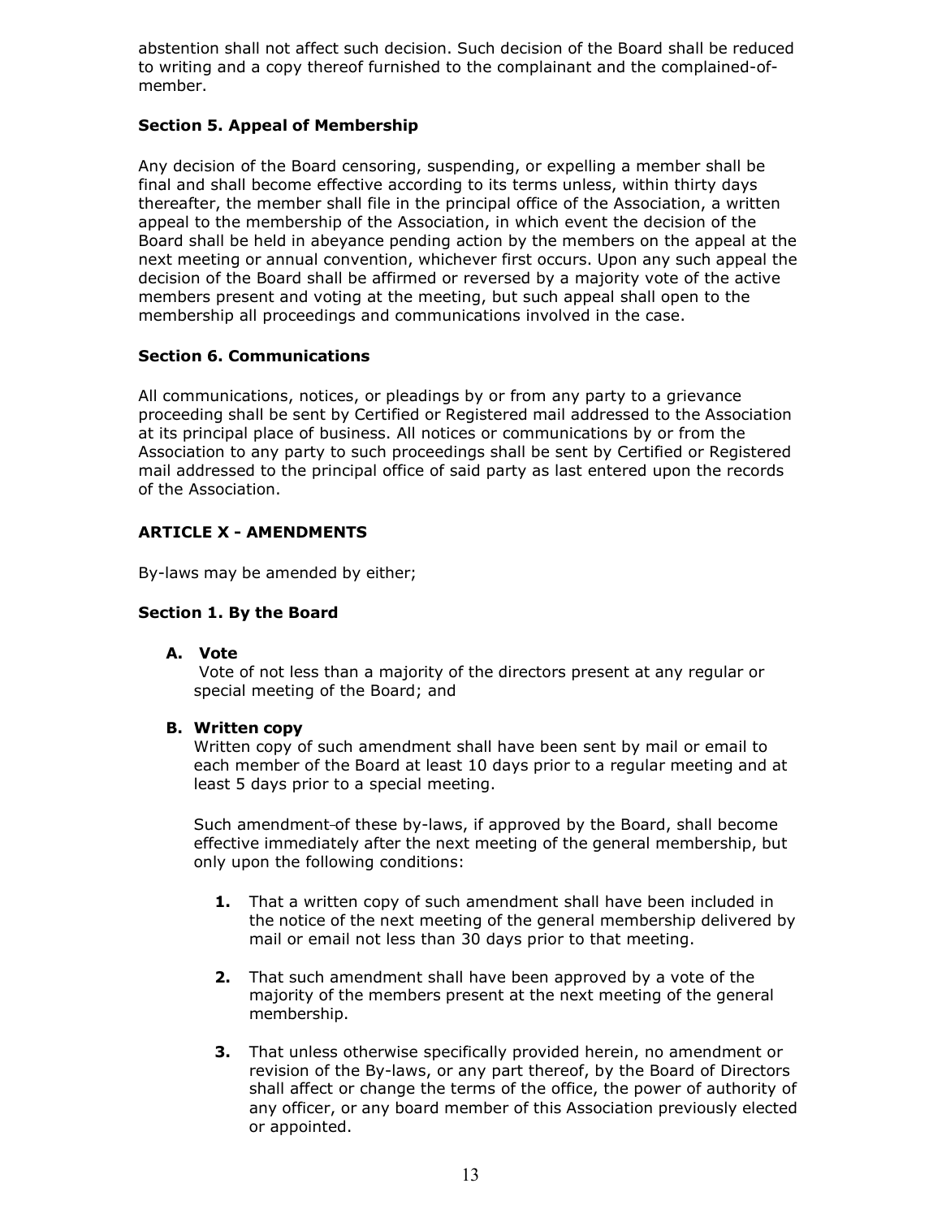abstention shall not affect such decision. Such decision of the Board shall be reduced to writing and a copy thereof furnished to the complainant and the complained-of-member.

### Section 5. Appeal of Membership

Any decision of the Board censoring, suspending, or expelling a member shall be final and shall become effective according to its terms unless, within thirty days thereafter, the member shall file in the principal office of the Association, a written appeal to the membership of the Association, in which event the decision of the Board shall be held in abeyance pending action by the members on the appeal at the next meeting or annual convention, whichever first occurs. Upon any such appeal the decision of the Board shall be affirmed or reversed by a majority vote of the active members present and voting at the meeting, but such appeal shall open to the membership all proceedings and communications involved in the case.

### Section 6. Communications

All communications, notices, or pleadings by or from any party to a grievance proceeding shall be sent by Certified or Registered mail addressed to the Association at its principal place of business. All notices or communications by or from the Association to any party to such proceedings shall be sent by Certified or Registered mail addressed to the principal office of said party as last entered upon the records of the Association.

## ARTICLE X - AMENDMENTS

By-laws may be amended by either;

### Section 1. By the Board

**A. Vote**
Vote of not less than a majority of the directors present at any regular or special meeting of the Board; and

**B. Written copy**
Written copy of such amendment shall have been sent by mail or email to each member of the Board at least 10 days prior to a regular meeting and at least 5 days prior to a special meeting.

Such amendment of these by-laws, if approved by the Board, shall become effective immediately after the next meeting of the general membership, but only upon the following conditions:

1. That a written copy of such amendment shall have been included in the notice of the next meeting of the general membership delivered by mail or email not less than 30 days prior to that meeting.

2. That such amendment shall have been approved by a vote of the majority of the members present at the next meeting of the general membership.

3. That unless otherwise specifically provided herein, no amendment or revision of the By-laws, or any part thereof, by the Board of Directors shall affect or change the terms of the office, the power of authority of any officer, or any board member of this Association previously elected or appointed.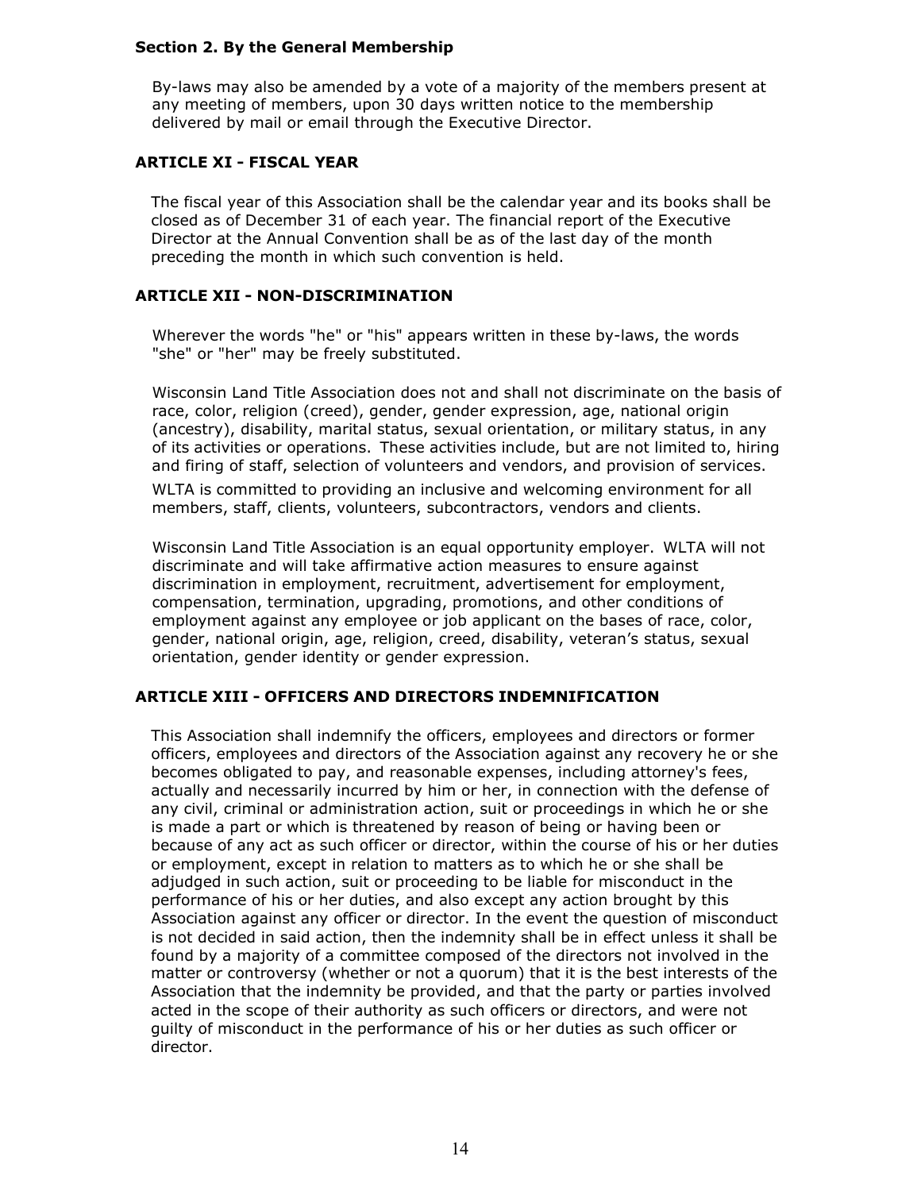### Section 2. By the General Membership

By-laws may also be amended by a vote of a majority of the members present at any meeting of members, upon 30 days written notice to the membership delivered by mail or email through the Executive Director.

## ARTICLE XI - FISCAL YEAR

The fiscal year of this Association shall be the calendar year and its books shall be closed as of December 31 of each year. The financial report of the Executive Director at the Annual Convention shall be as of the last day of the month preceding the month in which such convention is held.

## ARTICLE XII - NON-DISCRIMINATION

Wherever the words "he" or "his" appears written in these by-laws, the words "she" or "her" may be freely substituted.

Wisconsin Land Title Association does not and shall not discriminate on the basis of race, color, religion (creed), gender, gender expression, age, national origin (ancestry), disability, marital status, sexual orientation, or military status, in any of its activities or operations. These activities include, but are not limited to, hiring and firing of staff, selection of volunteers and vendors, and provision of services.

WLTA is committed to providing an inclusive and welcoming environment for all members, staff, clients, volunteers, subcontractors, vendors and clients.

Wisconsin Land Title Association is an equal opportunity employer. WLTA will not discriminate and will take affirmative action measures to ensure against discrimination in employment, recruitment, advertisement for employment, compensation, termination, upgrading, promotions, and other conditions of employment against any employee or job applicant on the bases of race, color, gender, national origin, age, religion, creed, disability, veteran's status, sexual orientation, gender identity or gender expression.

## ARTICLE XIII - OFFICERS AND DIRECTORS INDEMNIFICATION

This Association shall indemnify the officers, employees and directors or former officers, employees and directors of the Association against any recovery he or she becomes obligated to pay, and reasonable expenses, including attorney's fees, actually and necessarily incurred by him or her, in connection with the defense of any civil, criminal or administration action, suit or proceedings in which he or she is made a part or which is threatened by reason of being or having been or because of any act as such officer or director, within the course of his or her duties or employment, except in relation to matters as to which he or she shall be adjudged in such action, suit or proceeding to be liable for misconduct in the performance of his or her duties, and also except any action brought by this Association against any officer or director. In the event the question of misconduct is not decided in said action, then the indemnity shall be in effect unless it shall be found by a majority of a committee composed of the directors not involved in the matter or controversy (whether or not a quorum) that it is the best interests of the Association that the indemnity be provided, and that the party or parties involved acted in the scope of their authority as such officers or directors, and were not guilty of misconduct in the performance of his or her duties as such officer or director.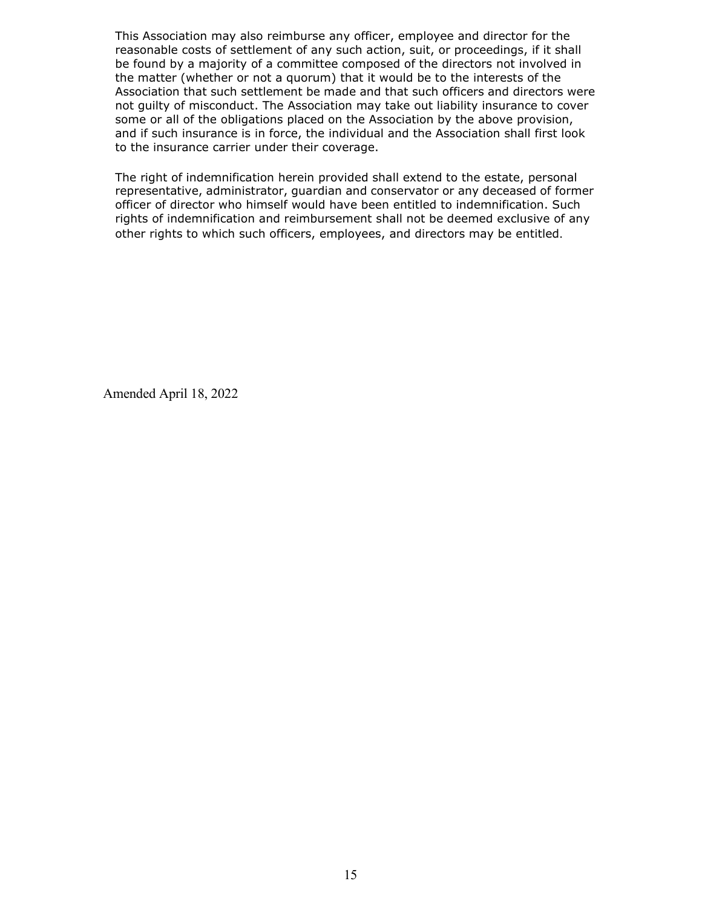This Association may also reimburse any officer, employee and director for the reasonable costs of settlement of any such action, suit, or proceedings, if it shall be found by a majority of a committee composed of the directors not involved in the matter (whether or not a quorum) that it would be to the interests of the Association that such settlement be made and that such officers and directors were not guilty of misconduct. The Association may take out liability insurance to cover some or all of the obligations placed on the Association by the above provision, and if such insurance is in force, the individual and the Association shall first look to the insurance carrier under their coverage.

The right of indemnification herein provided shall extend to the estate, personal representative, administrator, guardian and conservator or any deceased of former officer of director who himself would have been entitled to indemnification. Such rights of indemnification and reimbursement shall not be deemed exclusive of any other rights to which such officers, employees, and directors may be entitled.

Amended April 18, 2022